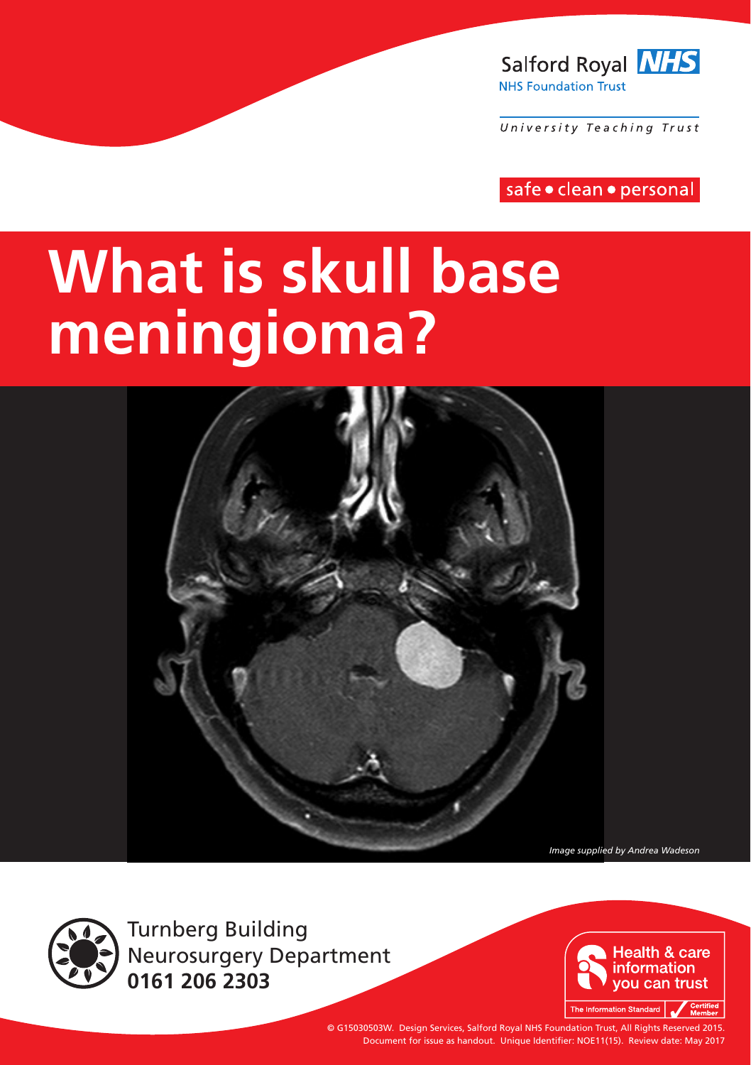Salford Royal NHS
NHS Foundation Trust

University Teaching Trust

safe • clean • personal

# What is skull base meningioma?

*Image supplied by Andrea Wadeson*

Turnberg Building
Neurosurgery Department
**0161 206 2303**

Health & care information you can trust

The Information Standard — Certified Member

© G15030503W. Design Services, Salford Royal NHS Foundation Trust, All Rights Reserved 2015.
Document for issue as handout. Unique Identifier: NOE11(15). Review date: May 2017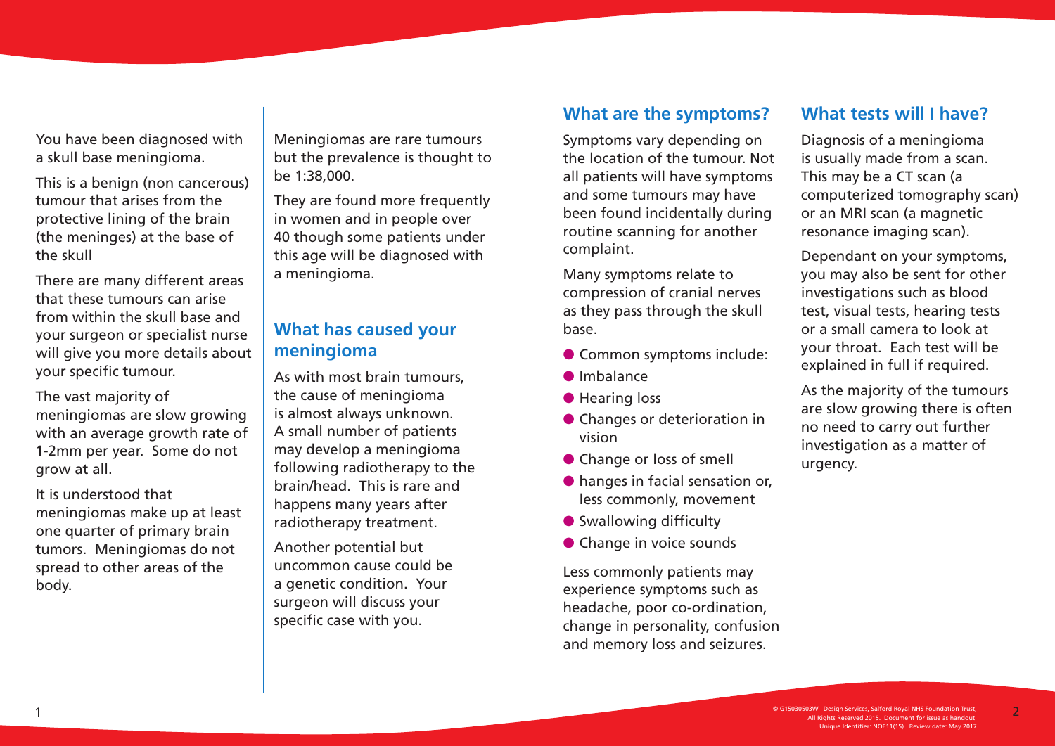You have been diagnosed with a skull base meningioma.

This is a benign (non cancerous) tumour that arises from the protective lining of the brain (the meninges) at the base of the skull

There are many different areas that these tumours can arise from within the skull base and your surgeon or specialist nurse will give you more details about your specific tumour.

The vast majority of meningiomas are slow growing with an average growth rate of 1-2mm per year. Some do not grow at all.

It is understood that meningiomas make up at least one quarter of primary brain tumors. Meningiomas do not spread to other areas of the body.

Meningiomas are rare tumours but the prevalence is thought to be 1:38,000.

They are found more frequently in women and in people over 40 though some patients under this age will be diagnosed with a meningioma.

## What has caused your meningioma

As with most brain tumours, the cause of meningioma is almost always unknown. A small number of patients may develop a meningioma following radiotherapy to the brain/head. This is rare and happens many years after radiotherapy treatment.

Another potential but uncommon cause could be a genetic condition. Your surgeon will discuss your specific case with you.

## What are the symptoms?

Symptoms vary depending on the location of the tumour. Not all patients will have symptoms and some tumours may have been found incidentally during routine scanning for another complaint.

Many symptoms relate to compression of cranial nerves as they pass through the skull base.

- Common symptoms include:
- Imbalance
- Hearing loss
- Changes or deterioration in vision
- Change or loss of smell
- hanges in facial sensation or, less commonly, movement
- Swallowing difficulty
- Change in voice sounds

Less commonly patients may experience symptoms such as headache, poor co-ordination, change in personality, confusion and memory loss and seizures.

## What tests will I have?

Diagnosis of a meningioma is usually made from a scan. This may be a CT scan (a computerized tomography scan) or an MRI scan (a magnetic resonance imaging scan).

Dependant on your symptoms, you may also be sent for other investigations such as blood test, visual tests, hearing tests or a small camera to look at your throat. Each test will be explained in full if required.

As the majority of the tumours are slow growing there is often no need to carry out further investigation as a matter of urgency.

© G15030503W. Design Services, Salford Royal NHS Foundation Trust, All Rights Reserved 2015. Document for issue as handout. Unique Identifier: NOE11(15). Review date: May 2017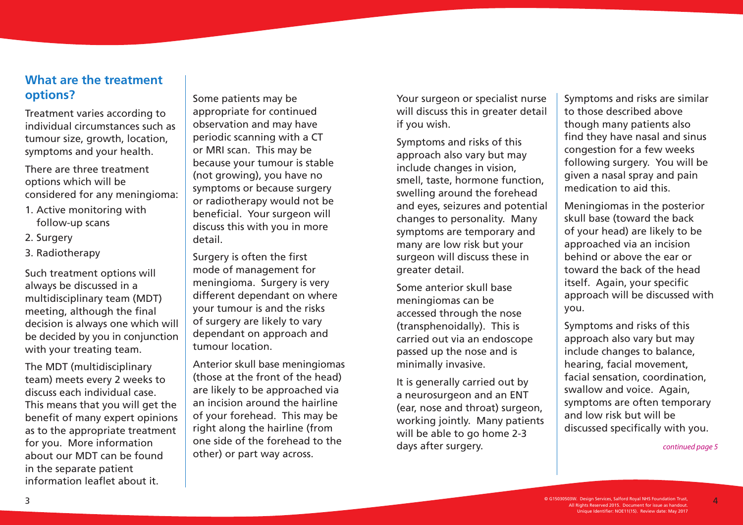## What are the treatment options?

Treatment varies according to individual circumstances such as tumour size, growth, location, symptoms and your health.

There are three treatment options which will be considered for any meningioma:

1. Active monitoring with follow-up scans
2. Surgery
3. Radiotherapy

Such treatment options will always be discussed in a multidisciplinary team (MDT) meeting, although the final decision is always one which will be decided by you in conjunction with your treating team.

The MDT (multidisciplinary team) meets every 2 weeks to discuss each individual case. This means that you will get the benefit of many expert opinions as to the appropriate treatment for you. More information about our MDT can be found in the separate patient information leaflet about it.

Some patients may be appropriate for continued observation and may have periodic scanning with a CT or MRI scan. This may be because your tumour is stable (not growing), you have no symptoms or because surgery or radiotherapy would not be beneficial. Your surgeon will discuss this with you in more detail.

Surgery is often the first mode of management for meningioma. Surgery is very different dependant on where your tumour is and the risks of surgery are likely to vary dependant on approach and tumour location.

Anterior skull base meningiomas (those at the front of the head) are likely to be approached via an incision around the hairline of your forehead. This may be right along the hairline (from one side of the forehead to the other) or part way across.

Your surgeon or specialist nurse will discuss this in greater detail if you wish.

Symptoms and risks of this approach also vary but may include changes in vision, smell, taste, hormone function, swelling around the forehead and eyes, seizures and potential changes to personality. Many symptoms are temporary and many are low risk but your surgeon will discuss these in greater detail.

Some anterior skull base meningiomas can be accessed through the nose (transphenoidally). This is carried out via an endoscope passed up the nose and is minimally invasive.

It is generally carried out by a neurosurgeon and an ENT (ear, nose and throat) surgeon, working jointly. Many patients will be able to go home 2-3 days after surgery.

Symptoms and risks are similar to those described above though many patients also find they have nasal and sinus congestion for a few weeks following surgery. You will be given a nasal spray and pain medication to aid this.

Meningiomas in the posterior skull base (toward the back of your head) are likely to be approached via an incision behind or above the ear or toward the back of the head itself. Again, your specific approach will be discussed with you.

Symptoms and risks of this approach also vary but may include changes to balance, hearing, facial movement, facial sensation, coordination, swallow and voice. Again, symptoms are often temporary and low risk but will be discussed specifically with you.

*continued page 5*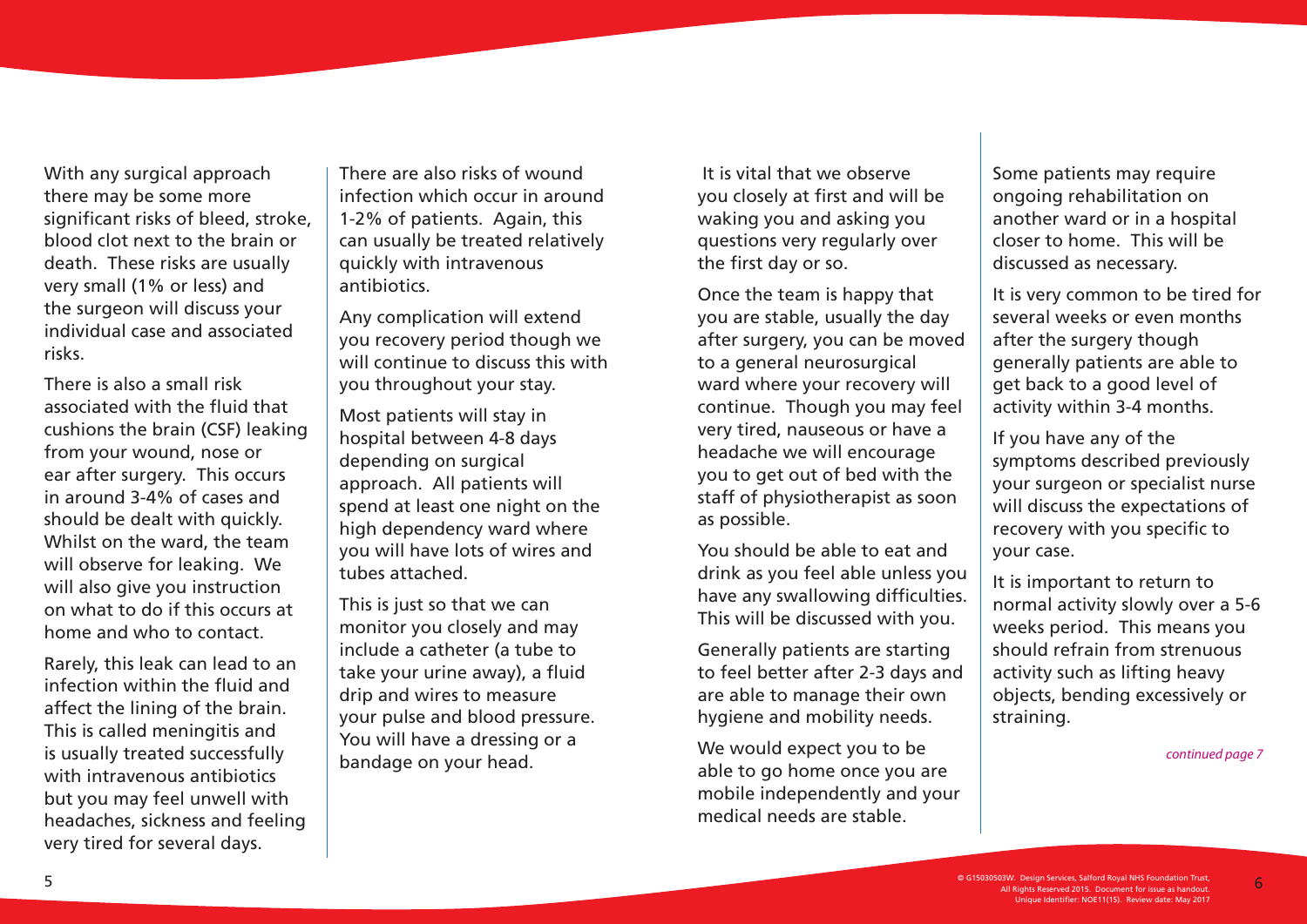With any surgical approach there may be some more significant risks of bleed, stroke, blood clot next to the brain or death. These risks are usually very small (1% or less) and the surgeon will discuss your individual case and associated risks.

There is also a small risk associated with the fluid that cushions the brain (CSF) leaking from your wound, nose or ear after surgery. This occurs in around 3-4% of cases and should be dealt with quickly. Whilst on the ward, the team will observe for leaking. We will also give you instruction on what to do if this occurs at home and who to contact.

Rarely, this leak can lead to an infection within the fluid and affect the lining of the brain. This is called meningitis and is usually treated successfully with intravenous antibiotics but you may feel unwell with headaches, sickness and feeling very tired for several days.

There are also risks of wound infection which occur in around 1-2% of patients. Again, this can usually be treated relatively quickly with intravenous antibiotics.

Any complication will extend you recovery period though we will continue to discuss this with you throughout your stay.

Most patients will stay in hospital between 4-8 days depending on surgical approach. All patients will spend at least one night on the high dependency ward where you will have lots of wires and tubes attached.

This is just so that we can monitor you closely and may include a catheter (a tube to take your urine away), a fluid drip and wires to measure your pulse and blood pressure. You will have a dressing or a bandage on your head.

It is vital that we observe you closely at first and will be waking you and asking you questions very regularly over the first day or so.

Once the team is happy that you are stable, usually the day after surgery, you can be moved to a general neurosurgical ward where your recovery will continue. Though you may feel very tired, nauseous or have a headache we will encourage you to get out of bed with the staff of physiotherapist as soon as possible.

You should be able to eat and drink as you feel able unless you have any swallowing difficulties. This will be discussed with you.

Generally patients are starting to feel better after 2-3 days and are able to manage their own hygiene and mobility needs.

We would expect you to be able to go home once you are mobile independently and your medical needs are stable.

Some patients may require ongoing rehabilitation on another ward or in a hospital closer to home. This will be discussed as necessary.

It is very common to be tired for several weeks or even months after the surgery though generally patients are able to get back to a good level of activity within 3-4 months.

If you have any of the symptoms described previously your surgeon or specialist nurse will discuss the expectations of recovery with you specific to your case.

It is important to return to normal activity slowly over a 5-6 weeks period. This means you should refrain from strenuous activity such as lifting heavy objects, bending excessively or straining.

*continued page 7*

© G15030503W. Design Services, Salford Royal NHS Foundation Trust, All Rights Reserved 2015. Document for issue as handout. Unique Identifier: NOE11(15). Review date: May 2017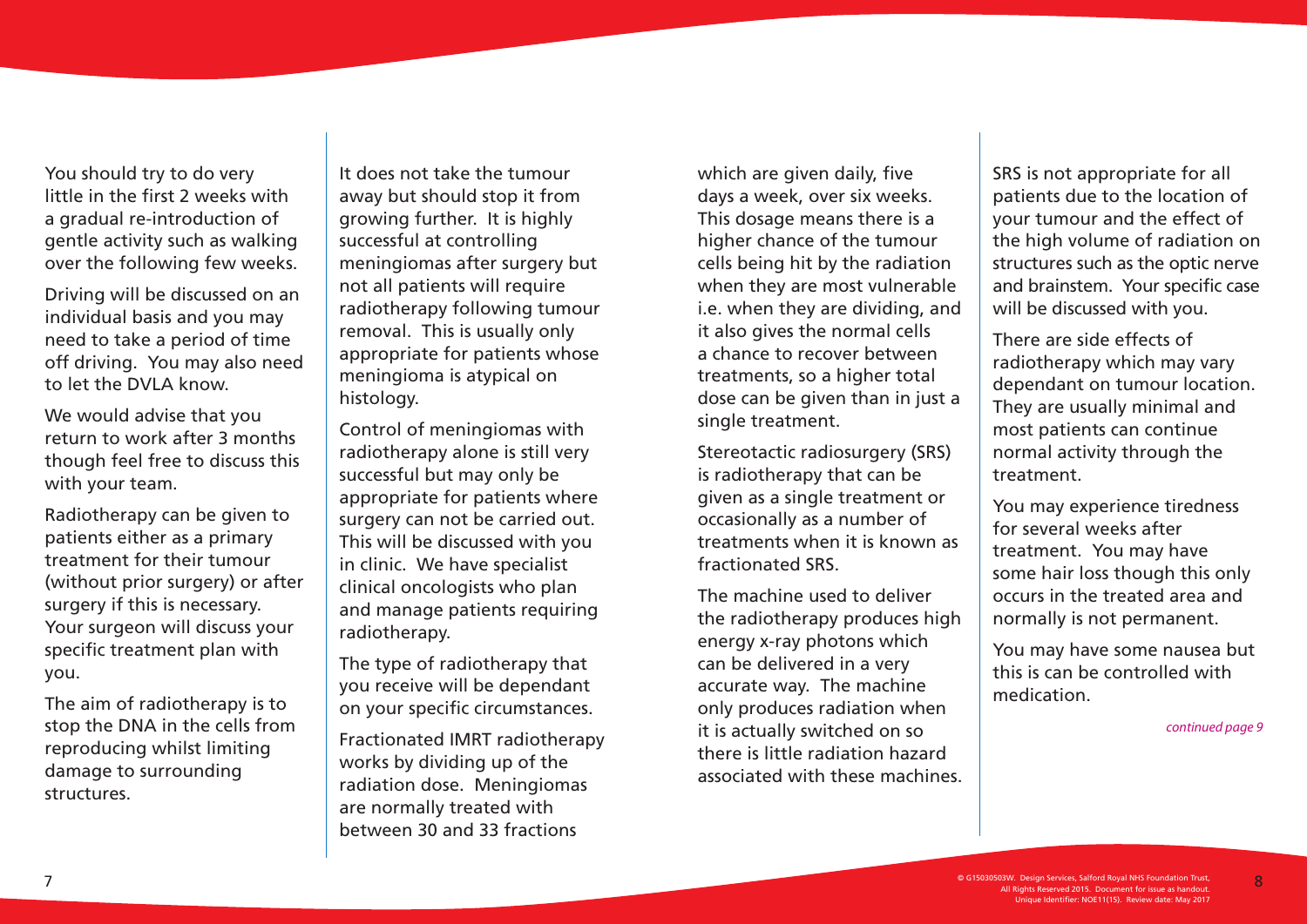You should try to do very little in the first 2 weeks with a gradual re-introduction of gentle activity such as walking over the following few weeks.

Driving will be discussed on an individual basis and you may need to take a period of time off driving. You may also need to let the DVLA know.

We would advise that you return to work after 3 months though feel free to discuss this with your team.

Radiotherapy can be given to patients either as a primary treatment for their tumour (without prior surgery) or after surgery if this is necessary. Your surgeon will discuss your specific treatment plan with you.

The aim of radiotherapy is to stop the DNA in the cells from reproducing whilst limiting damage to surrounding structures.

It does not take the tumour away but should stop it from growing further. It is highly successful at controlling meningiomas after surgery but not all patients will require radiotherapy following tumour removal. This is usually only appropriate for patients whose meningioma is atypical on histology.

Control of meningiomas with radiotherapy alone is still very successful but may only be appropriate for patients where surgery can not be carried out. This will be discussed with you in clinic. We have specialist clinical oncologists who plan and manage patients requiring radiotherapy.

The type of radiotherapy that you receive will be dependant on your specific circumstances.

Fractionated IMRT radiotherapy works by dividing up of the radiation dose. Meningiomas are normally treated with between 30 and 33 fractions which are given daily, five days a week, over six weeks. This dosage means there is a higher chance of the tumour cells being hit by the radiation when they are most vulnerable i.e. when they are dividing, and it also gives the normal cells a chance to recover between treatments, so a higher total dose can be given than in just a single treatment.

Stereotactic radiosurgery (SRS) is radiotherapy that can be given as a single treatment or occasionally as a number of treatments when it is known as fractionated SRS.

The machine used to deliver the radiotherapy produces high energy x-ray photons which can be delivered in a very accurate way. The machine only produces radiation when it is actually switched on so there is little radiation hazard associated with these machines.

SRS is not appropriate for all patients due to the location of your tumour and the effect of the high volume of radiation on structures such as the optic nerve and brainstem. Your specific case will be discussed with you.

There are side effects of radiotherapy which may vary dependant on tumour location. They are usually minimal and most patients can continue normal activity through the treatment.

You may experience tiredness for several weeks after treatment. You may have some hair loss though this only occurs in the treated area and normally is not permanent.

You may have some nausea but this is can be controlled with medication.

*continued page 9*

© G15030503W. Design Services, Salford Royal NHS Foundation Trust, All Rights Reserved 2015. Document for issue as handout. Unique Identifier: NOE11(15). Review date: May 2017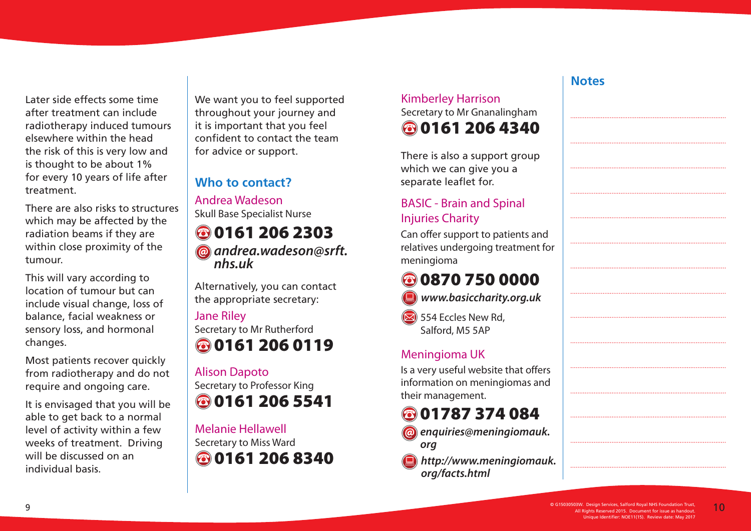Later side effects some time after treatment can include radiotherapy induced tumours elsewhere within the head the risk of this is very low and is thought to be about 1% for every 10 years of life after treatment.

There are also risks to structures which may be affected by the radiation beams if they are within close proximity of the tumour.

This will vary according to location of tumour but can include visual change, loss of balance, facial weakness or sensory loss, and hormonal changes.

Most patients recover quickly from radiotherapy and do not require and ongoing care.

It is envisaged that you will be able to get back to a normal level of activity within a few weeks of treatment. Driving will be discussed on an individual basis.

We want you to feel supported throughout your journey and it is important that you feel confident to contact the team for advice or support.

## Who to contact?

Andrea Wadeson
Skull Base Specialist Nurse

**0161 206 2303**

***andrea.wadeson@srft.nhs.uk***

Alternatively, you can contact the appropriate secretary:

Jane Riley
Secretary to Mr Rutherford

**0161 206 0119**

Alison Dapoto
Secretary to Professor King

**0161 206 5541**

Melanie Hellawell
Secretary to Miss Ward

**0161 206 8340**

Kimberley Harrison
Secretary to Mr Gnanalingham

**0161 206 4340**

There is also a support group which we can give you a separate leaflet for.

### BASIC - Brain and Spinal Injuries Charity

Can offer support to patients and relatives undergoing treatment for meningioma

**0870 750 0000**

***www.basiccharity.org.uk***

554 Eccles New Rd,
Salford, M5 5AP

### Meningioma UK

Is a very useful website that offers information on meningiomas and their management.

**01787 374 084**

***enquiries@meningiomauk.org***

***http://www.meningiomauk.org/facts.html***

## Notes

© G15030503W. Design Services, Salford Royal NHS Foundation Trust, All Rights Reserved 2015. Document for issue as handout. Unique Identifier: NOE11(15). Review date: May 2017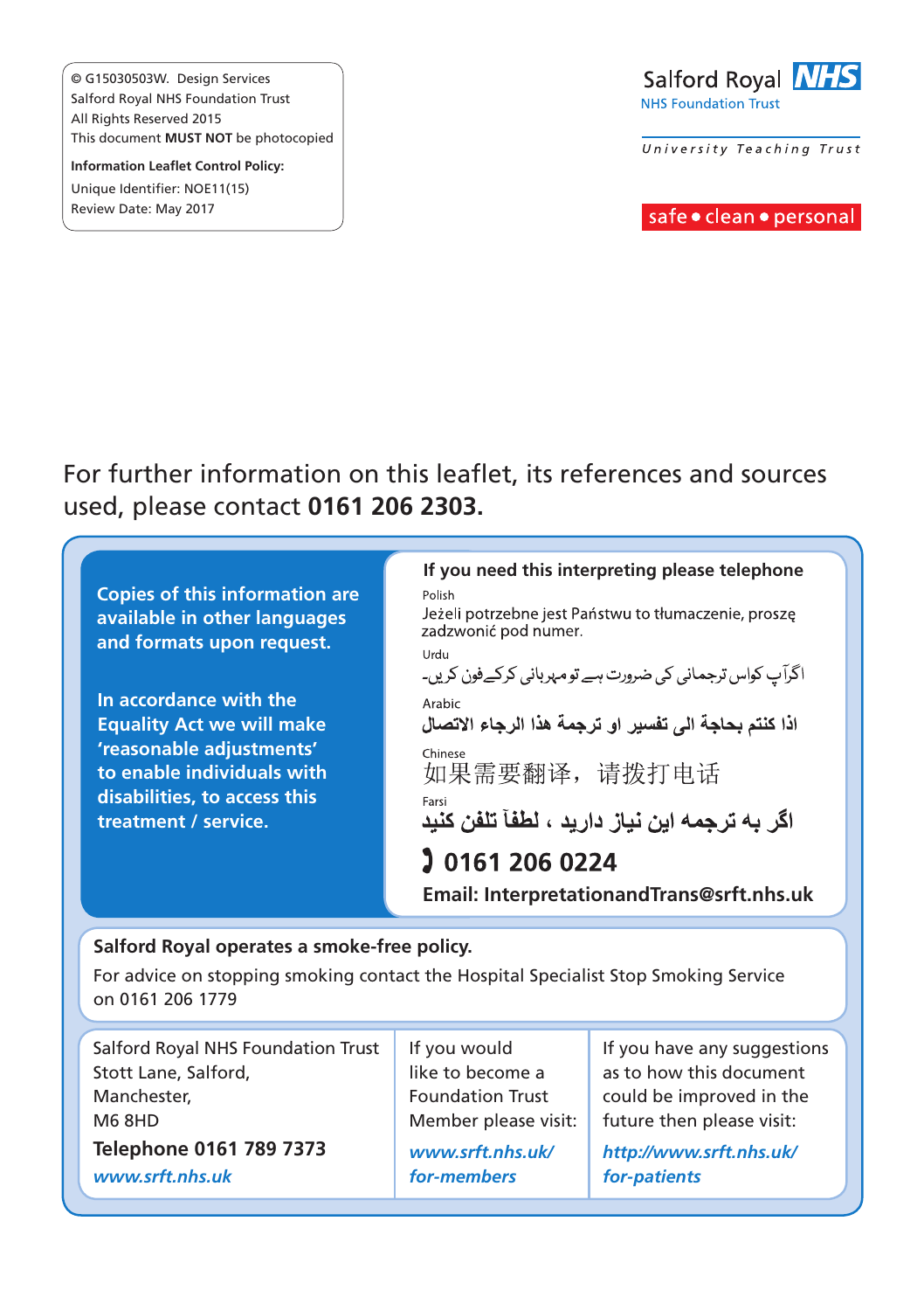© G15030503W. Design Services
Salford Royal NHS Foundation Trust
All Rights Reserved 2015
This document **MUST NOT** be photocopied

**Information Leaflet Control Policy:**
Unique Identifier: NOE11(15)
Review Date: May 2017

Salford Royal **NHS**
NHS Foundation Trust

University Teaching Trust

safe • clean • personal

For further information on this leaflet, its references and sources used, please contact **0161 206 2303.**

**Copies of this information are available in other languages and formats upon request.**

**In accordance with the Equality Act we will make 'reasonable adjustments' to enable individuals with disabilities, to access this treatment / service.**

**If you need this interpreting please telephone**

Polish
Jeżeli potrzebne jest Państwu to tłumaczenie, proszę zadzwonić pod numer.

Urdu
اگرآپ کواس ترجمانی کی ضرورت ہے تومہربانی کرکےفون کریں۔

Arabic
اذا كنتم بحاجة الى تفسير او ترجمة هذا الرجاء الاتصال

Chinese
如果需要翻译，请拨打电话

Farsi
اگر به ترجمه این نیاز دارید ، لطفاً تلفن کنید

**0161 206 0224**

**Email: InterpretationandTrans@srft.nhs.uk**

**Salford Royal operates a smoke-free policy.**
For advice on stopping smoking contact the Hospital Specialist Stop Smoking Service on 0161 206 1779

Salford Royal NHS Foundation Trust
Stott Lane, Salford,
Manchester,
M6 8HD
**Telephone 0161 789 7373**
***www.srft.nhs.uk***

If you would like to become a Foundation Trust Member please visit:
***www.srft.nhs.uk/for-members***

If you have any suggestions as to how this document could be improved in the future then please visit:
***http://www.srft.nhs.uk/for-patients***